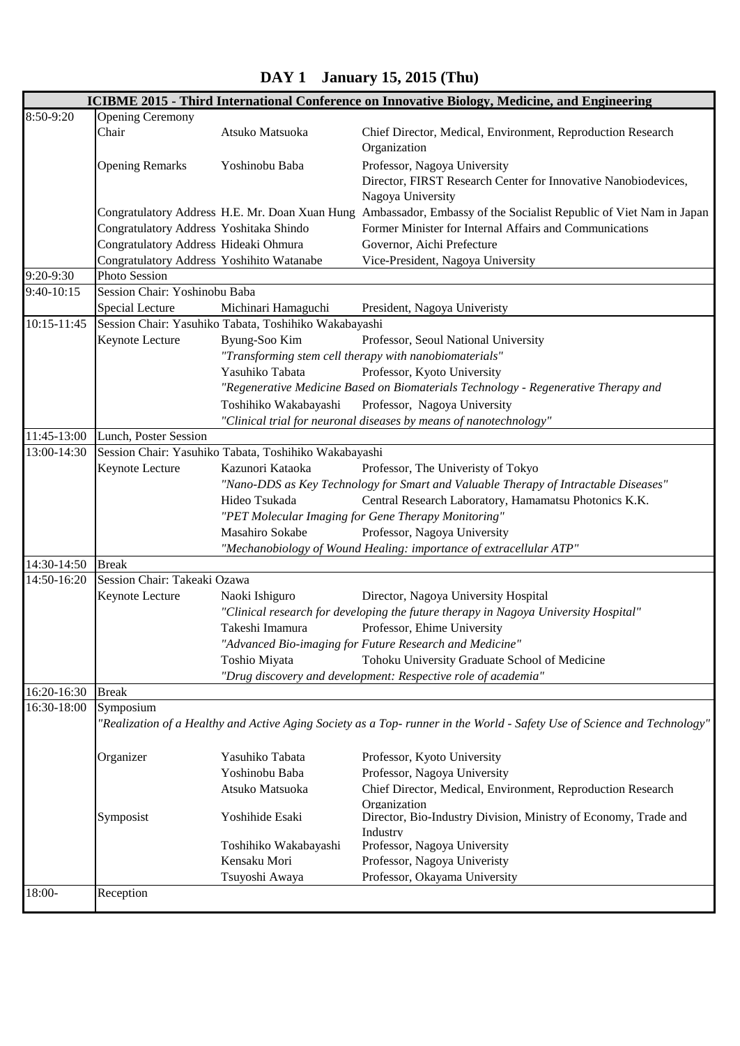# DAY 1 January 15, 2015 (Thu)

| ICIBME 2015 - Third International Conference on Innovative Biology, Medicine, and Engineering | | | |
|---|---|---|---|
| 8:50-9:20 | Opening Ceremony | | |
| | Chair | Atsuko Matsuoka | Chief Director, Medical, Environment, Reproduction Research Organization |
| | Opening Remarks | Yoshinobu Baba | Professor, Nagoya University<br>Director, FIRST Research Center for Innovative Nanobiodevices, Nagoya University |
| | Congratulatory Address | H.E. Mr. Doan Xuan Hung | Ambassador, Embassy of the Socialist Republic of Viet Nam in Japan |
| | Congratulatory Address | Yoshitaka Shindo | Former Minister for Internal Affairs and Communications |
| | Congratulatory Address | Hideaki Ohmura | Governor, Aichi Prefecture |
| | Congratulatory Address | Yoshihito Watanabe | Vice-President, Nagoya University |
| 9:20-9:30 | Photo Session | | |
| 9:40-10:15 | Session Chair: Yoshinobu Baba | | |
| | Special Lecture | Michinari Hamaguchi | President, Nagoya Univeristy |
| 10:15-11:45 | Session Chair: Yasuhiko Tabata, Toshihiko Wakabayashi | | |
| | Keynote Lecture | Byung-Soo Kim | Professor, Seoul National University |
| | | *"Transforming stem cell therapy with nanobiomaterials"* | |
| | | Yasuhiko Tabata | Professor, Kyoto University |
| | | *"Regenerative Medicine Based on Biomaterials Technology - Regenerative Therapy and* | |
| | | Toshihiko Wakabayashi | Professor, Nagoya University |
| | | *"Clinical trial for neuronal diseases by means of nanotechnology"* | |
| 11:45-13:00 | Lunch, Poster Session | | |
| 13:00-14:30 | Session Chair: Yasuhiko Tabata, Toshihiko Wakabayashi | | |
| | Keynote Lecture | Kazunori Kataoka | Professor, The Univeristy of Tokyo |
| | | *"Nano-DDS as Key Technology for Smart and Valuable Therapy of Intractable Diseases"* | |
| | | Hideo Tsukada | Central Research Laboratory, Hamamatsu Photonics K.K. |
| | | *"PET Molecular Imaging for Gene Therapy Monitoring"* | |
| | | Masahiro Sokabe | Professor, Nagoya University |
| | | *"Mechanobiology of Wound Healing: importance of extracellular ATP"* | |
| 14:30-14:50 | Break | | |
| 14:50-16:20 | Session Chair: Takeaki Ozawa | | |
| | Keynote Lecture | Naoki Ishiguro | Director, Nagoya University Hospital |
| | | *"Clinical research for developing the future therapy in Nagoya University Hospital"* | |
| | | Takeshi Imamura | Professor, Ehime University |
| | | *"Advanced Bio-imaging for Future Research and Medicine"* | |
| | | Toshio Miyata | Tohoku University Graduate School of Medicine |
| | | *"Drug discovery and development: Respective role of academia"* | |
| 16:20-16:30 | Break | | |
| 16:30-18:00 | Symposium | | |
| | *"Realization of a Healthy and Active Aging Society as a Top- runner in the World - Safety Use of Science and Technology"* | | |
| | Organizer | Yasuhiko Tabata | Professor, Kyoto University |
| | | Yoshinobu Baba | Professor, Nagoya University |
| | | Atsuko Matsuoka | Chief Director, Medical, Environment, Reproduction Research Organization |
| | Symposist | Yoshihide Esaki | Director, Bio-Industry Division, Ministry of Economy, Trade and Industry |
| | | Toshihiko Wakabayashi | Professor, Nagoya University |
| | | Kensaku Mori | Professor, Nagoya Univeristy |
| | | Tsuyoshi Awaya | Professor, Okayama University |
| 18:00- | Reception | | |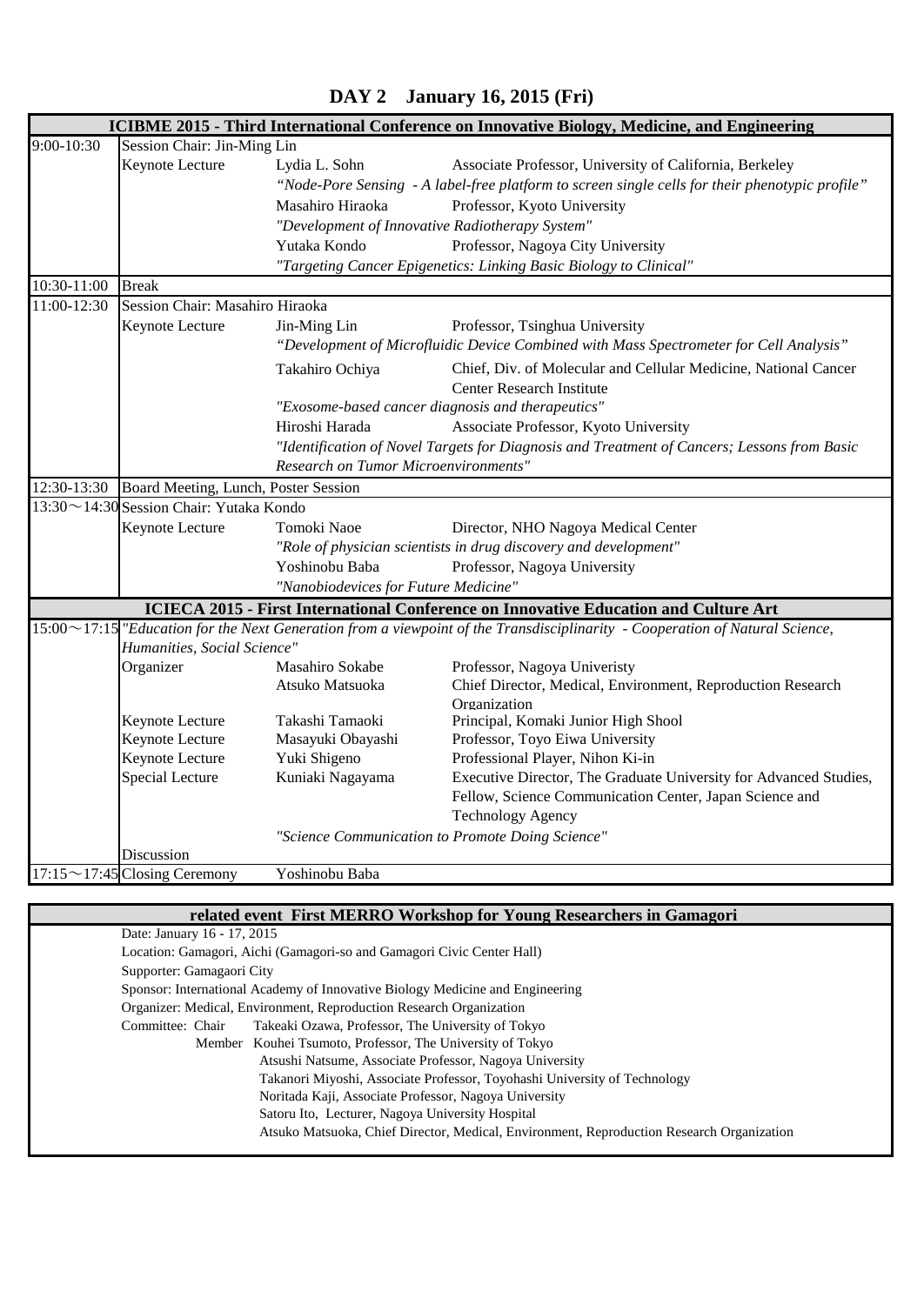## DAY 2 January 16, 2015 (Fri)

| | | | |
|---|---|---|---|
| **ICIBME 2015 - Third International Conference on Innovative Biology, Medicine, and Engineering** | | | |
| 9:00-10:30 | Session Chair: Jin-Ming Lin | | |
| | Keynote Lecture | Lydia L. Sohn | Associate Professor, University of California, Berkeley |
| | | *“Node-Pore Sensing - A label-free platform to screen single cells for their phenotypic profile”* | |
| | | Masahiro Hiraoka | Professor, Kyoto University |
| | | *"Development of Innovative Radiotherapy System"* | |
| | | Yutaka Kondo | Professor, Nagoya City University |
| | | *"Targeting Cancer Epigenetics: Linking Basic Biology to Clinical"* | |
| 10:30-11:00 | Break | | |
| 11:00-12:30 | Session Chair: Masahiro Hiraoka | | |
| | Keynote Lecture | Jin-Ming Lin | Professor, Tsinghua University |
| | | *“Development of Microfluidic Device Combined with Mass Spectrometer for Cell Analysis”* | |
| | | Takahiro Ochiya | Chief, Div. of Molecular and Cellular Medicine, National Cancer Center Research Institute |
| | | *"Exosome-based cancer diagnosis and therapeutics"* | |
| | | Hiroshi Harada | Associate Professor, Kyoto University |
| | | *"Identification of Novel Targets for Diagnosis and Treatment of Cancers; Lessons from Basic Research on Tumor Microenvironments"* | |
| 12:30-13:30 | Board Meeting, Lunch, Poster Session | | |
| 13:30～14:30 | Session Chair: Yutaka Kondo | | |
| | Keynote Lecture | Tomoki Naoe | Director, NHO Nagoya Medical Center |
| | | *"Role of physician scientists in drug discovery and development"* | |
| | | Yoshinobu Baba | Professor, Nagoya University |
| | | *"Nanobiodevices for Future Medicine"* | |
| **ICIECA 2015 - First International Conference on Innovative Education and Culture Art** | | | |
| 15:00～17:15 | *"Education for the Next Generation from a viewpoint of the Transdisciplinarity - Cooperation of Natural Science, Humanities, Social Science"* | | |
| | Organizer | Masahiro Sokabe | Professor, Nagoya Univeristy |
| | | Atsuko Matsuoka | Chief Director, Medical, Environment, Reproduction Research Organization |
| | Keynote Lecture | Takashi Tamaoki | Principal, Komaki Junior High Shool |
| | Keynote Lecture | Masayuki Obayashi | Professor, Toyo Eiwa University |
| | Keynote Lecture | Yuki Shigeno | Professional Player, Nihon Ki-in |
| | Special Lecture | Kuniaki Nagayama | Executive Director, The Graduate University for Advanced Studies, Fellow, Science Communication Center, Japan Science and Technology Agency |
| | | *"Science Communication to Promote Doing Science"* | |
| | Discussion | | |
| 17:15～17:45 | Closing Ceremony | Yoshinobu Baba | |

### related event First MERRO Workshop for Young Researchers in Gamagori

Date: January 16 - 17, 2015
Location: Gamagori, Aichi (Gamagori-so and Gamagori Civic Center Hall)
Supporter: Gamagaori City
Sponsor: International Academy of Innovative Biology Medicine and Engineering
Organizer: Medical, Environment, Reproduction Research Organization
Committee: Chair Takeaki Ozawa, Professor, The University of Tokyo
Member Kouhei Tsumoto, Professor, The University of Tokyo
Atsushi Natsume, Associate Professor, Nagoya University
Takanori Miyoshi, Associate Professor, Toyohashi University of Technology
Noritada Kaji, Associate Professor, Nagoya University
Satoru Ito, Lecturer, Nagoya University Hospital
Atsuko Matsuoka, Chief Director, Medical, Environment, Reproduction Research Organization